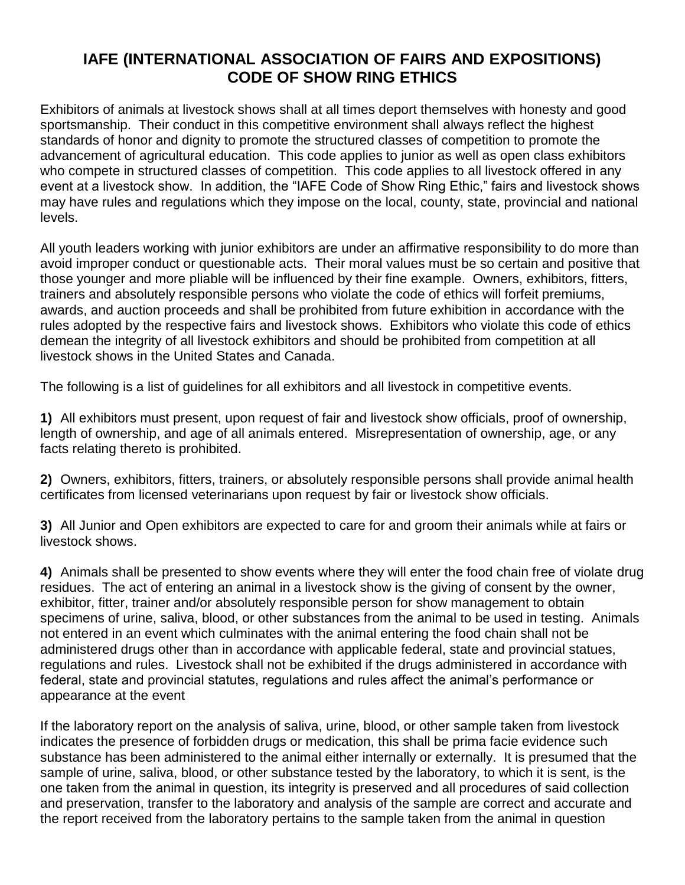# IAFE (INTERNATIONAL ASSOCIATION OF FAIRS AND EXPOSITIONS) CODE OF SHOW RING ETHICS

Exhibitors of animals at livestock shows shall at all times deport themselves with honesty and good sportsmanship. Their conduct in this competitive environment shall always reflect the highest standards of honor and dignity to promote the structured classes of competition to promote the advancement of agricultural education. This code applies to junior as well as open class exhibitors who compete in structured classes of competition. This code applies to all livestock offered in any event at a livestock show. In addition, the "IAFE Code of Show Ring Ethic," fairs and livestock shows may have rules and regulations which they impose on the local, county, state, provincial and national levels.

All youth leaders working with junior exhibitors are under an affirmative responsibility to do more than avoid improper conduct or questionable acts. Their moral values must be so certain and positive that those younger and more pliable will be influenced by their fine example. Owners, exhibitors, fitters, trainers and absolutely responsible persons who violate the code of ethics will forfeit premiums, awards, and auction proceeds and shall be prohibited from future exhibition in accordance with the rules adopted by the respective fairs and livestock shows. Exhibitors who violate this code of ethics demean the integrity of all livestock exhibitors and should be prohibited from competition at all livestock shows in the United States and Canada.

The following is a list of guidelines for all exhibitors and all livestock in competitive events.

**1)** All exhibitors must present, upon request of fair and livestock show officials, proof of ownership, length of ownership, and age of all animals entered. Misrepresentation of ownership, age, or any facts relating thereto is prohibited.

**2)** Owners, exhibitors, fitters, trainers, or absolutely responsible persons shall provide animal health certificates from licensed veterinarians upon request by fair or livestock show officials.

**3)** All Junior and Open exhibitors are expected to care for and groom their animals while at fairs or livestock shows.

**4)** Animals shall be presented to show events where they will enter the food chain free of violate drug residues. The act of entering an animal in a livestock show is the giving of consent by the owner, exhibitor, fitter, trainer and/or absolutely responsible person for show management to obtain specimens of urine, saliva, blood, or other substances from the animal to be used in testing. Animals not entered in an event which culminates with the animal entering the food chain shall not be administered drugs other than in accordance with applicable federal, state and provincial statues, regulations and rules. Livestock shall not be exhibited if the drugs administered in accordance with federal, state and provincial statutes, regulations and rules affect the animal's performance or appearance at the event

If the laboratory report on the analysis of saliva, urine, blood, or other sample taken from livestock indicates the presence of forbidden drugs or medication, this shall be prima facie evidence such substance has been administered to the animal either internally or externally. It is presumed that the sample of urine, saliva, blood, or other substance tested by the laboratory, to which it is sent, is the one taken from the animal in question, its integrity is preserved and all procedures of said collection and preservation, transfer to the laboratory and analysis of the sample are correct and accurate and the report received from the laboratory pertains to the sample taken from the animal in question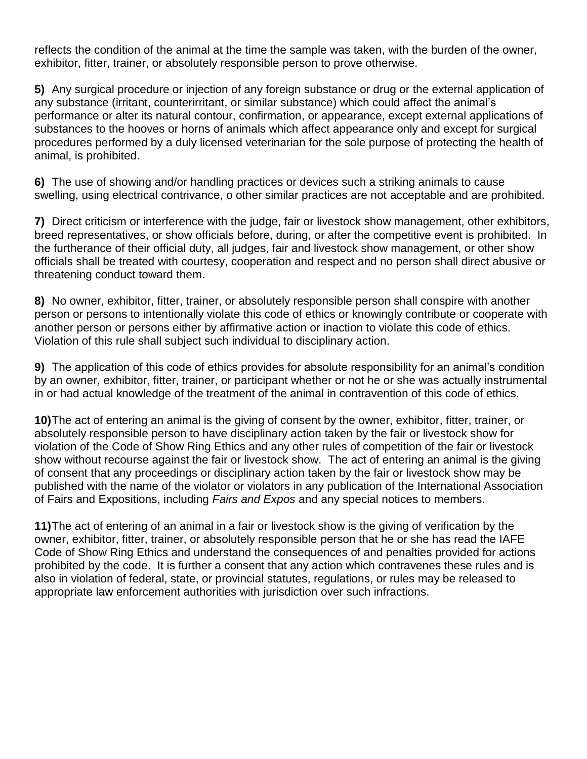reflects the condition of the animal at the time the sample was taken, with the burden of the owner, exhibitor, fitter, trainer, or absolutely responsible person to prove otherwise.

**5)** Any surgical procedure or injection of any foreign substance or drug or the external application of any substance (irritant, counterirritant, or similar substance) which could affect the animal's performance or alter its natural contour, confirmation, or appearance, except external applications of substances to the hooves or horns of animals which affect appearance only and except for surgical procedures performed by a duly licensed veterinarian for the sole purpose of protecting the health of animal, is prohibited.

**6)** The use of showing and/or handling practices or devices such a striking animals to cause swelling, using electrical contrivance, o other similar practices are not acceptable and are prohibited.

**7)** Direct criticism or interference with the judge, fair or livestock show management, other exhibitors, breed representatives, or show officials before, during, or after the competitive event is prohibited. In the furtherance of their official duty, all judges, fair and livestock show management, or other show officials shall be treated with courtesy, cooperation and respect and no person shall direct abusive or threatening conduct toward them.

**8)** No owner, exhibitor, fitter, trainer, or absolutely responsible person shall conspire with another person or persons to intentionally violate this code of ethics or knowingly contribute or cooperate with another person or persons either by affirmative action or inaction to violate this code of ethics. Violation of this rule shall subject such individual to disciplinary action.

**9)** The application of this code of ethics provides for absolute responsibility for an animal's condition by an owner, exhibitor, fitter, trainer, or participant whether or not he or she was actually instrumental in or had actual knowledge of the treatment of the animal in contravention of this code of ethics.

**10)**The act of entering an animal is the giving of consent by the owner, exhibitor, fitter, trainer, or absolutely responsible person to have disciplinary action taken by the fair or livestock show for violation of the Code of Show Ring Ethics and any other rules of competition of the fair or livestock show without recourse against the fair or livestock show. The act of entering an animal is the giving of consent that any proceedings or disciplinary action taken by the fair or livestock show may be published with the name of the violator or violators in any publication of the International Association of Fairs and Expositions, including *Fairs and Expos* and any special notices to members.

**11)**The act of entering of an animal in a fair or livestock show is the giving of verification by the owner, exhibitor, fitter, trainer, or absolutely responsible person that he or she has read the IAFE Code of Show Ring Ethics and understand the consequences of and penalties provided for actions prohibited by the code. It is further a consent that any action which contravenes these rules and is also in violation of federal, state, or provincial statutes, regulations, or rules may be released to appropriate law enforcement authorities with jurisdiction over such infractions.